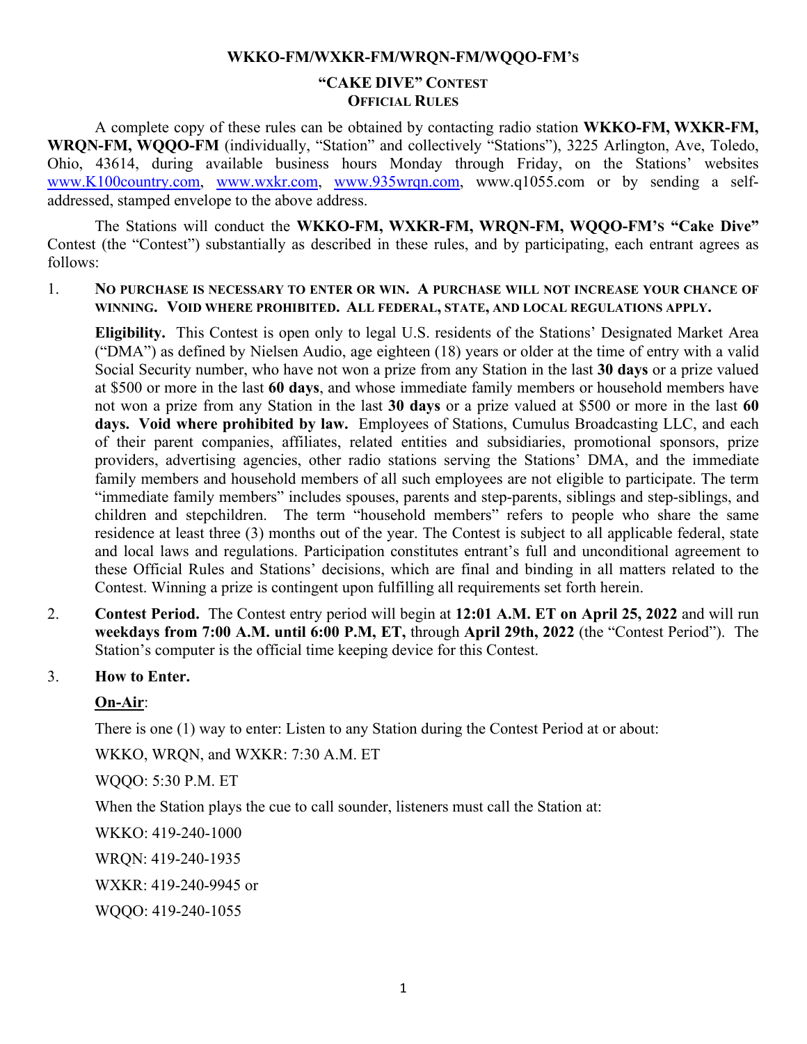**WKKO-FM/WXKR-FM/WRQN-FM/WQQO-FM'S**

**"CAKE DIVE" CONTEST**
**OFFICIAL RULES**

A complete copy of these rules can be obtained by contacting radio station **WKKO-FM, WXKR-FM, WRQN-FM, WQQO-FM** (individually, "Station" and collectively "Stations"), 3225 Arlington, Ave, Toledo, Ohio, 43614, during available business hours Monday through Friday, on the Stations' websites www.K100country.com, www.wxkr.com, www.935wrqn.com, www.q1055.com or by sending a self-addressed, stamped envelope to the above address.

The Stations will conduct the **WKKO-FM, WXKR-FM, WRQN-FM, WQQO-FM'S "Cake Dive"** Contest (the "Contest") substantially as described in these rules, and by participating, each entrant agrees as follows:

1. **NO PURCHASE IS NECESSARY TO ENTER OR WIN. A PURCHASE WILL NOT INCREASE YOUR CHANCE OF WINNING. VOID WHERE PROHIBITED. ALL FEDERAL, STATE, AND LOCAL REGULATIONS APPLY.**

   **Eligibility.** This Contest is open only to legal U.S. residents of the Stations' Designated Market Area ("DMA") as defined by Nielsen Audio, age eighteen (18) years or older at the time of entry with a valid Social Security number, who have not won a prize from any Station in the last **30 days** or a prize valued at $500 or more in the last **60 days**, and whose immediate family members or household members have not won a prize from any Station in the last **30 days** or a prize valued at $500 or more in the last **60 days. Void where prohibited by law.** Employees of Stations, Cumulus Broadcasting LLC, and each of their parent companies, affiliates, related entities and subsidiaries, promotional sponsors, prize providers, advertising agencies, other radio stations serving the Stations' DMA, and the immediate family members and household members of all such employees are not eligible to participate. The term "immediate family members" includes spouses, parents and step-parents, siblings and step-siblings, and children and stepchildren. The term "household members" refers to people who share the same residence at least three (3) months out of the year. The Contest is subject to all applicable federal, state and local laws and regulations. Participation constitutes entrant's full and unconditional agreement to these Official Rules and Stations' decisions, which are final and binding in all matters related to the Contest. Winning a prize is contingent upon fulfilling all requirements set forth herein.

2. **Contest Period.** The Contest entry period will begin at **12:01 A.M. ET on April 25, 2022** and will run **weekdays from 7:00 A.M. until 6:00 P.M, ET,** through **April 29th, 2022** (the "Contest Period"). The Station's computer is the official time keeping device for this Contest.

3. **How to Enter.**

   **On-Air**:

   There is one (1) way to enter: Listen to any Station during the Contest Period at or about:

   WKKO, WRQN, and WXKR: 7:30 A.M. ET

   WQQO: 5:30 P.M. ET

   When the Station plays the cue to call sounder, listeners must call the Station at:

   WKKO: 419-240-1000

   WRQN: 419-240-1935

   WXKR: 419-240-9945 or

   WQQO: 419-240-1055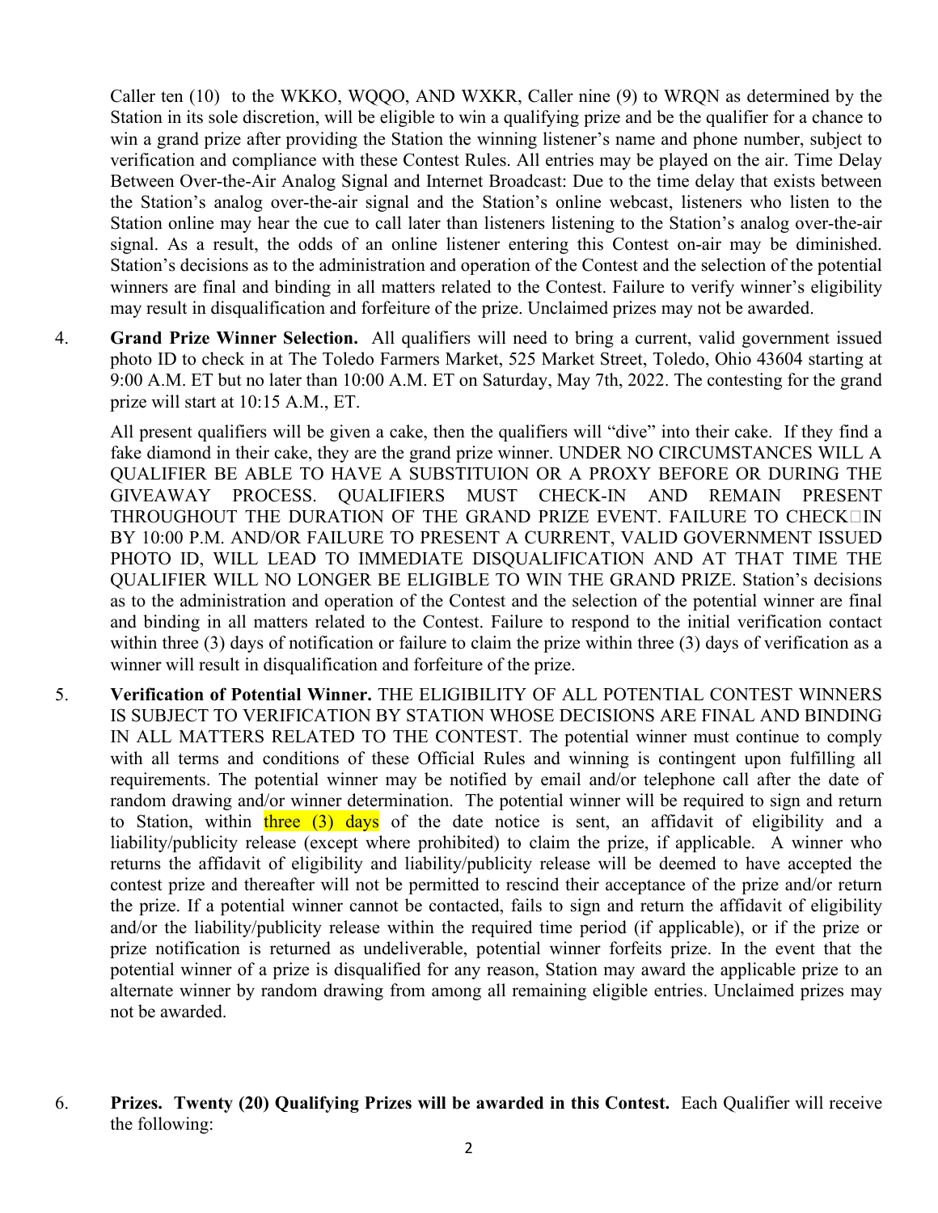Caller ten (10) to the WKKO, WQQO, AND WXKR, Caller nine (9) to WRQN as determined by the Station in its sole discretion, will be eligible to win a qualifying prize and be the qualifier for a chance to win a grand prize after providing the Station the winning listener's name and phone number, subject to verification and compliance with these Contest Rules. All entries may be played on the air. Time Delay Between Over-the-Air Analog Signal and Internet Broadcast: Due to the time delay that exists between the Station's analog over-the-air signal and the Station's online webcast, listeners who listen to the Station online may hear the cue to call later than listeners listening to the Station's analog over-the-air signal. As a result, the odds of an online listener entering this Contest on-air may be diminished. Station's decisions as to the administration and operation of the Contest and the selection of the potential winners are final and binding in all matters related to the Contest. Failure to verify winner's eligibility may result in disqualification and forfeiture of the prize. Unclaimed prizes may not be awarded.

4. **Grand Prize Winner Selection.** All qualifiers will need to bring a current, valid government issued photo ID to check in at The Toledo Farmers Market, 525 Market Street, Toledo, Ohio 43604 starting at 9:00 A.M. ET but no later than 10:00 A.M. ET on Saturday, May 7th, 2022. The contesting for the grand prize will start at 10:15 A.M., ET.

   All present qualifiers will be given a cake, then the qualifiers will "dive" into their cake. If they find a fake diamond in their cake, they are the grand prize winner. UNDER NO CIRCUMSTANCES WILL A QUALIFIER BE ABLE TO HAVE A SUBSTITUION OR A PROXY BEFORE OR DURING THE GIVEAWAY PROCESS. QUALIFIERS MUST CHECK-IN AND REMAIN PRESENT THROUGHOUT THE DURATION OF THE GRAND PRIZE EVENT. FAILURE TO CHECK-IN BY 10:00 P.M. AND/OR FAILURE TO PRESENT A CURRENT, VALID GOVERNMENT ISSUED PHOTO ID, WILL LEAD TO IMMEDIATE DISQUALIFICATION AND AT THAT TIME THE QUALIFIER WILL NO LONGER BE ELIGIBLE TO WIN THE GRAND PRIZE. Station's decisions as to the administration and operation of the Contest and the selection of the potential winner are final and binding in all matters related to the Contest. Failure to respond to the initial verification contact within three (3) days of notification or failure to claim the prize within three (3) days of verification as a winner will result in disqualification and forfeiture of the prize.

5. **Verification of Potential Winner.** THE ELIGIBILITY OF ALL POTENTIAL CONTEST WINNERS IS SUBJECT TO VERIFICATION BY STATION WHOSE DECISIONS ARE FINAL AND BINDING IN ALL MATTERS RELATED TO THE CONTEST. The potential winner must continue to comply with all terms and conditions of these Official Rules and winning is contingent upon fulfilling all requirements. The potential winner may be notified by email and/or telephone call after the date of random drawing and/or winner determination. The potential winner will be required to sign and return to Station, within three (3) days of the date notice is sent, an affidavit of eligibility and a liability/publicity release (except where prohibited) to claim the prize, if applicable. A winner who returns the affidavit of eligibility and liability/publicity release will be deemed to have accepted the contest prize and thereafter will not be permitted to rescind their acceptance of the prize and/or return the prize. If a potential winner cannot be contacted, fails to sign and return the affidavit of eligibility and/or the liability/publicity release within the required time period (if applicable), or if the prize or prize notification is returned as undeliverable, potential winner forfeits prize. In the event that the potential winner of a prize is disqualified for any reason, Station may award the applicable prize to an alternate winner by random drawing from among all remaining eligible entries. Unclaimed prizes may not be awarded.

6. **Prizes. Twenty (20) Qualifying Prizes will be awarded in this Contest.** Each Qualifier will receive the following: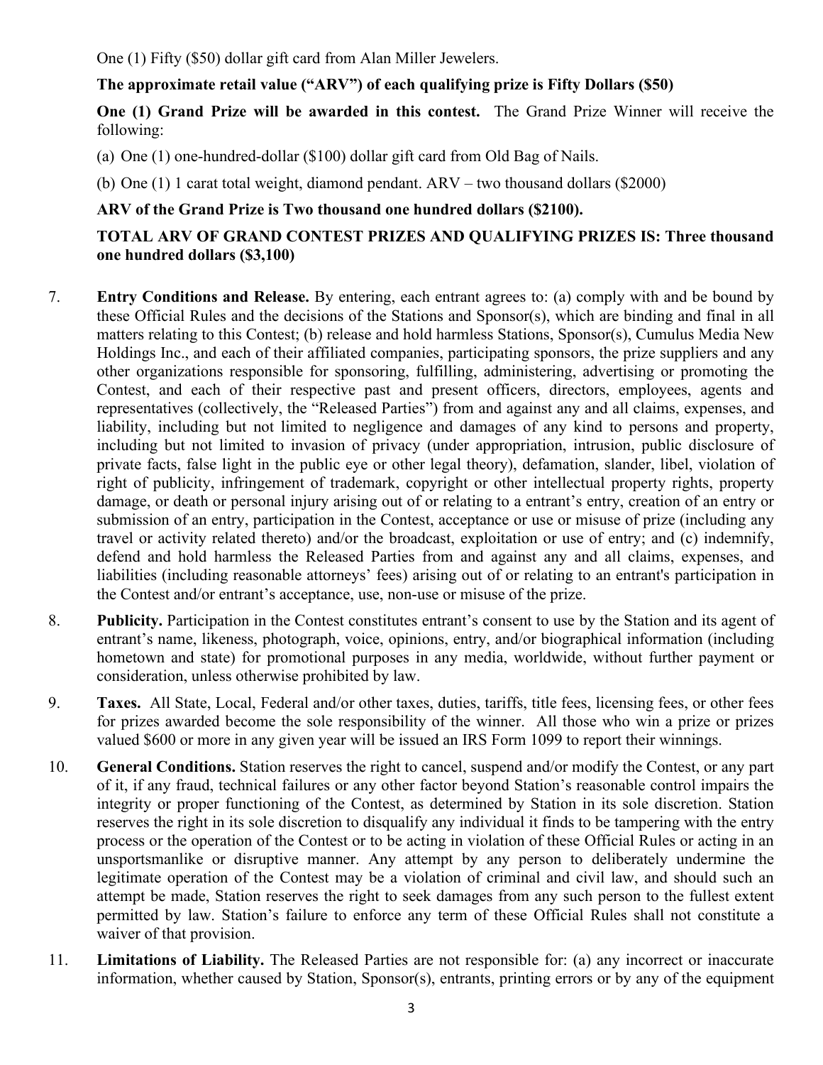One (1) Fifty ($50) dollar gift card from Alan Miller Jewelers.

**The approximate retail value ("ARV") of each qualifying prize is Fifty Dollars ($50)**

**One (1) Grand Prize will be awarded in this contest.** The Grand Prize Winner will receive the following:

(a) One (1) one-hundred-dollar ($100) dollar gift card from Old Bag of Nails.

(b) One (1) 1 carat total weight, diamond pendant. ARV – two thousand dollars ($2000)

**ARV of the Grand Prize is Two thousand one hundred dollars ($2100).**

**TOTAL ARV OF GRAND CONTEST PRIZES AND QUALIFYING PRIZES IS: Three thousand one hundred dollars ($3,100)**

7. **Entry Conditions and Release.** By entering, each entrant agrees to: (a) comply with and be bound by these Official Rules and the decisions of the Stations and Sponsor(s), which are binding and final in all matters relating to this Contest; (b) release and hold harmless Stations, Sponsor(s), Cumulus Media New Holdings Inc., and each of their affiliated companies, participating sponsors, the prize suppliers and any other organizations responsible for sponsoring, fulfilling, administering, advertising or promoting the Contest, and each of their respective past and present officers, directors, employees, agents and representatives (collectively, the "Released Parties") from and against any and all claims, expenses, and liability, including but not limited to negligence and damages of any kind to persons and property, including but not limited to invasion of privacy (under appropriation, intrusion, public disclosure of private facts, false light in the public eye or other legal theory), defamation, slander, libel, violation of right of publicity, infringement of trademark, copyright or other intellectual property rights, property damage, or death or personal injury arising out of or relating to a entrant's entry, creation of an entry or submission of an entry, participation in the Contest, acceptance or use or misuse of prize (including any travel or activity related thereto) and/or the broadcast, exploitation or use of entry; and (c) indemnify, defend and hold harmless the Released Parties from and against any and all claims, expenses, and liabilities (including reasonable attorneys' fees) arising out of or relating to an entrant's participation in the Contest and/or entrant's acceptance, use, non-use or misuse of the prize.

8. **Publicity.** Participation in the Contest constitutes entrant's consent to use by the Station and its agent of entrant's name, likeness, photograph, voice, opinions, entry, and/or biographical information (including hometown and state) for promotional purposes in any media, worldwide, without further payment or consideration, unless otherwise prohibited by law.

9. **Taxes.** All State, Local, Federal and/or other taxes, duties, tariffs, title fees, licensing fees, or other fees for prizes awarded become the sole responsibility of the winner. All those who win a prize or prizes valued $600 or more in any given year will be issued an IRS Form 1099 to report their winnings.

10. **General Conditions.** Station reserves the right to cancel, suspend and/or modify the Contest, or any part of it, if any fraud, technical failures or any other factor beyond Station's reasonable control impairs the integrity or proper functioning of the Contest, as determined by Station in its sole discretion. Station reserves the right in its sole discretion to disqualify any individual it finds to be tampering with the entry process or the operation of the Contest or to be acting in violation of these Official Rules or acting in an unsportsmanlike or disruptive manner. Any attempt by any person to deliberately undermine the legitimate operation of the Contest may be a violation of criminal and civil law, and should such an attempt be made, Station reserves the right to seek damages from any such person to the fullest extent permitted by law. Station's failure to enforce any term of these Official Rules shall not constitute a waiver of that provision.

11. **Limitations of Liability.** The Released Parties are not responsible for: (a) any incorrect or inaccurate information, whether caused by Station, Sponsor(s), entrants, printing errors or by any of the equipment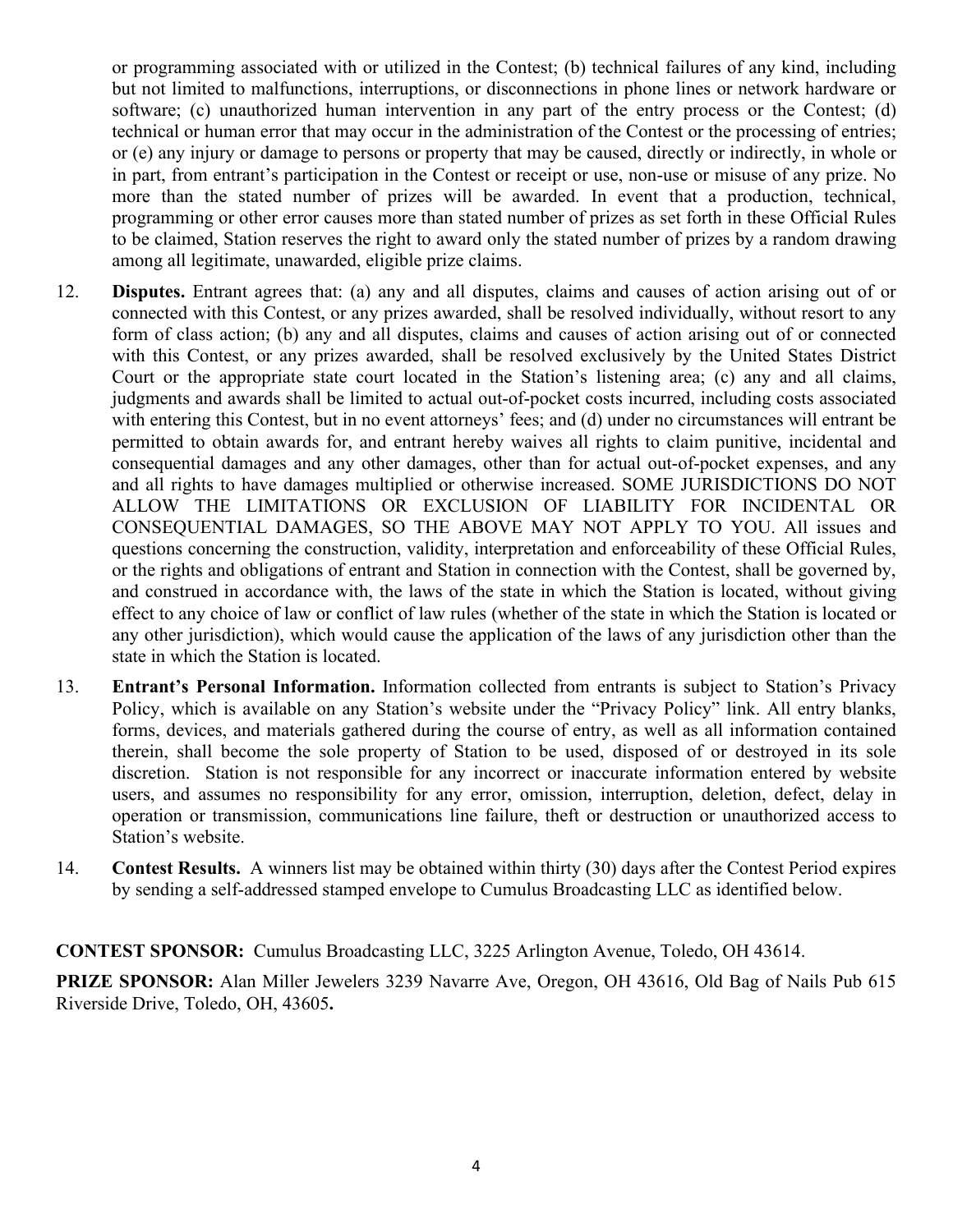or programming associated with or utilized in the Contest; (b) technical failures of any kind, including but not limited to malfunctions, interruptions, or disconnections in phone lines or network hardware or software; (c) unauthorized human intervention in any part of the entry process or the Contest; (d) technical or human error that may occur in the administration of the Contest or the processing of entries; or (e) any injury or damage to persons or property that may be caused, directly or indirectly, in whole or in part, from entrant's participation in the Contest or receipt or use, non-use or misuse of any prize. No more than the stated number of prizes will be awarded. In event that a production, technical, programming or other error causes more than stated number of prizes as set forth in these Official Rules to be claimed, Station reserves the right to award only the stated number of prizes by a random drawing among all legitimate, unawarded, eligible prize claims.

12. **Disputes.** Entrant agrees that: (a) any and all disputes, claims and causes of action arising out of or connected with this Contest, or any prizes awarded, shall be resolved individually, without resort to any form of class action; (b) any and all disputes, claims and causes of action arising out of or connected with this Contest, or any prizes awarded, shall be resolved exclusively by the United States District Court or the appropriate state court located in the Station's listening area; (c) any and all claims, judgments and awards shall be limited to actual out-of-pocket costs incurred, including costs associated with entering this Contest, but in no event attorneys' fees; and (d) under no circumstances will entrant be permitted to obtain awards for, and entrant hereby waives all rights to claim punitive, incidental and consequential damages and any other damages, other than for actual out-of-pocket expenses, and any and all rights to have damages multiplied or otherwise increased. SOME JURISDICTIONS DO NOT ALLOW THE LIMITATIONS OR EXCLUSION OF LIABILITY FOR INCIDENTAL OR CONSEQUENTIAL DAMAGES, SO THE ABOVE MAY NOT APPLY TO YOU. All issues and questions concerning the construction, validity, interpretation and enforceability of these Official Rules, or the rights and obligations of entrant and Station in connection with the Contest, shall be governed by, and construed in accordance with, the laws of the state in which the Station is located, without giving effect to any choice of law or conflict of law rules (whether of the state in which the Station is located or any other jurisdiction), which would cause the application of the laws of any jurisdiction other than the state in which the Station is located.

13. **Entrant's Personal Information.** Information collected from entrants is subject to Station's Privacy Policy, which is available on any Station's website under the "Privacy Policy" link. All entry blanks, forms, devices, and materials gathered during the course of entry, as well as all information contained therein, shall become the sole property of Station to be used, disposed of or destroyed in its sole discretion. Station is not responsible for any incorrect or inaccurate information entered by website users, and assumes no responsibility for any error, omission, interruption, deletion, defect, delay in operation or transmission, communications line failure, theft or destruction or unauthorized access to Station's website.

14. **Contest Results.** A winners list may be obtained within thirty (30) days after the Contest Period expires by sending a self-addressed stamped envelope to Cumulus Broadcasting LLC as identified below.

**CONTEST SPONSOR:** Cumulus Broadcasting LLC, 3225 Arlington Avenue, Toledo, OH 43614.

**PRIZE SPONSOR:** Alan Miller Jewelers 3239 Navarre Ave, Oregon, OH 43616, Old Bag of Nails Pub 615 Riverside Drive, Toledo, OH, 43605**.**